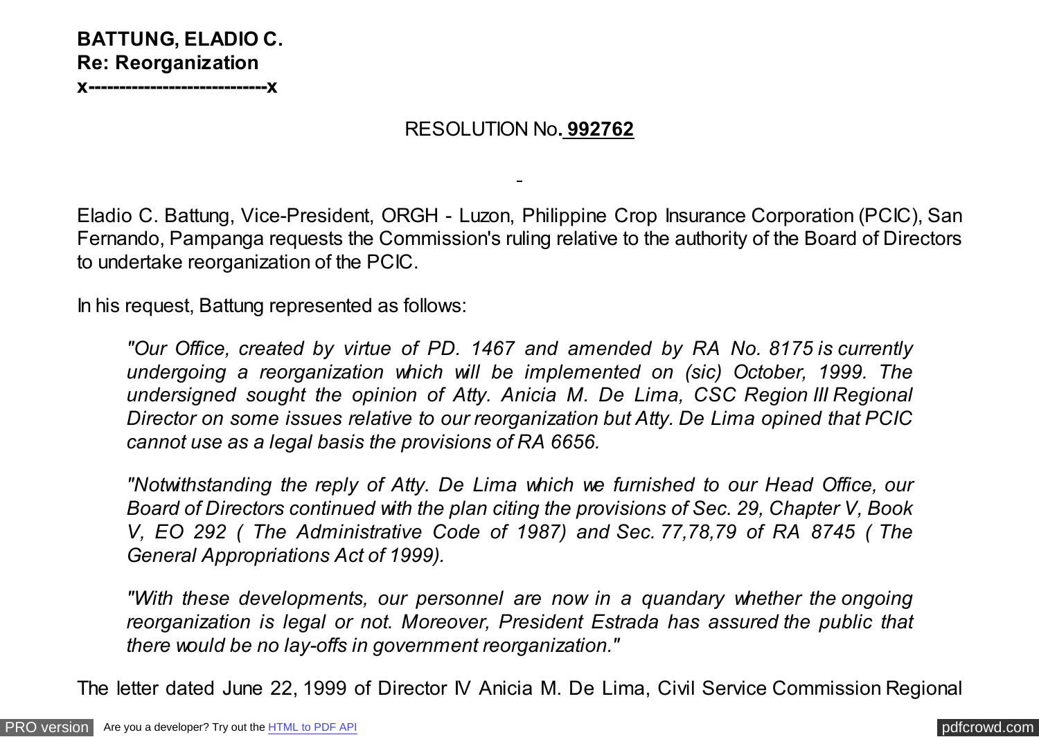**BATTUNG, ELADIO C.**
**Re: Reorganization**
**x----------------------------x**

RESOLUTION No**. 992762**

Eladio C. Battung, Vice-President, ORGH - Luzon, Philippine Crop Insurance Corporation (PCIC), San Fernando, Pampanga requests the Commission's ruling relative to the authority of the Board of Directors to undertake reorganization of the PCIC.

In his request, Battung represented as follows:

> *"Our Office, created by virtue of PD. 1467 and amended by RA No. 8175 is currently undergoing a reorganization which will be implemented on (sic) October, 1999. The undersigned sought the opinion of Atty. Anicia M. De Lima, CSC Region III Regional Director on some issues relative to our reorganization but Atty. De Lima opined that PCIC cannot use as a legal basis the provisions of RA 6656.*
>
> *"Notwithstanding the reply of Atty. De Lima which we furnished to our Head Office, our Board of Directors continued with the plan citing the provisions of Sec. 29, Chapter V, Book V, EO 292 ( The Administrative Code of 1987) and Sec. 77,78,79 of RA 8745 ( The General Appropriations Act of 1999).*
>
> *"With these developments, our personnel are now in a quandary whether the ongoing reorganization is legal or not. Moreover, President Estrada has assured the public that there would be no lay-offs in government reorganization."*

The letter dated June 22, 1999 of Director IV Anicia M. De Lima, Civil Service Commission Regional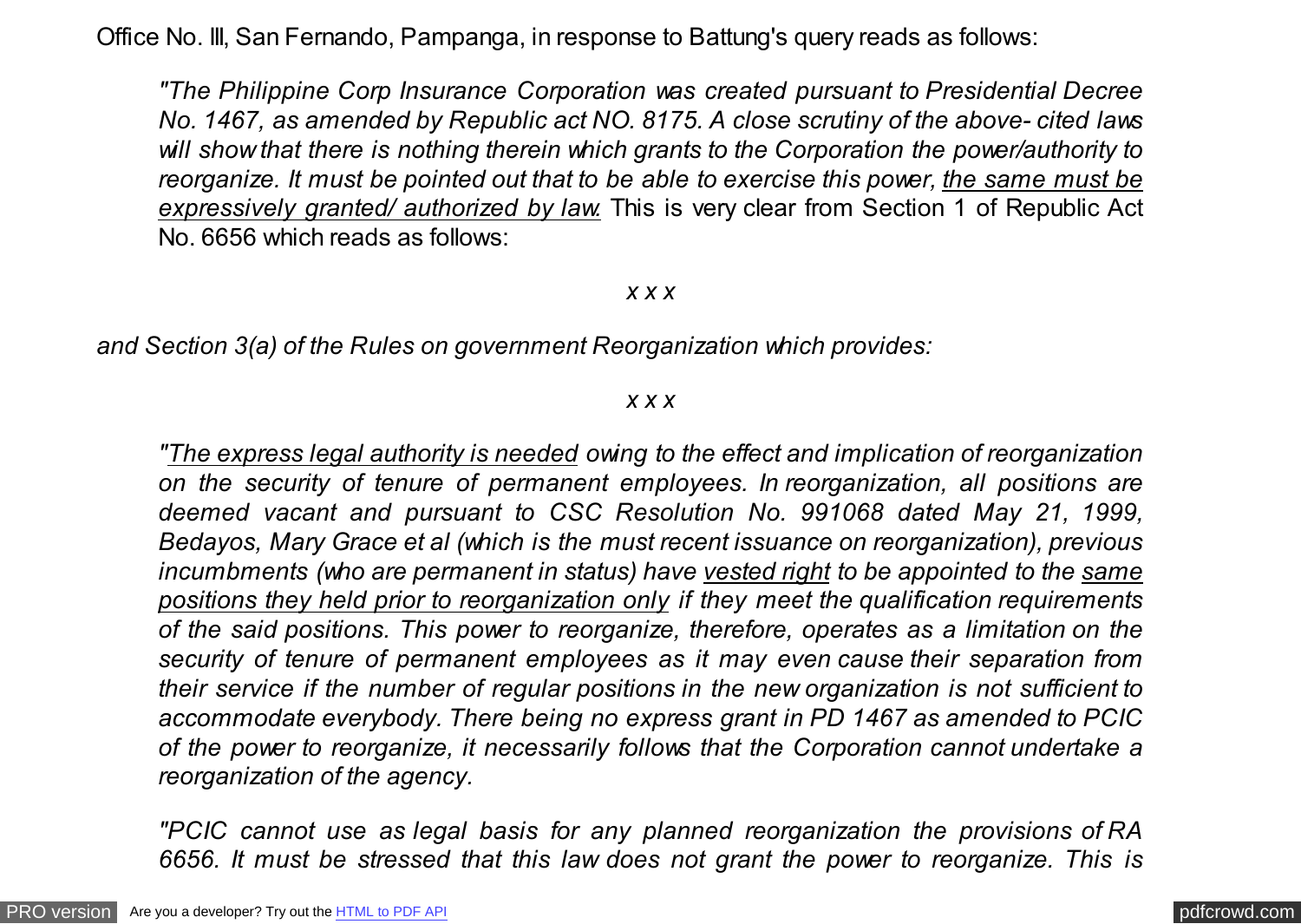Office No. III, San Fernando, Pampanga, in response to Battung's query reads as follows:

> *"The Philippine Corp Insurance Corporation was created pursuant to Presidential Decree No. 1467, as amended by Republic act NO. 8175. A close scrutiny of the above- cited laws will show that there is nothing therein which grants to the Corporation the power/authority to reorganize. It must be pointed out that to be able to exercise this power, <u>the same must be expressively granted/ authorized by law.</u>* This is very clear from Section 1 of Republic Act No. 6656 which reads as follows:
>
> *x x x*

*and Section 3(a) of the Rules on government Reorganization which provides:*

> *x x x*
>
> *"<u>The express legal authority is needed</u> owing to the effect and implication of reorganization on the security of tenure of permanent employees. In reorganization, all positions are deemed vacant and pursuant to CSC Resolution No. 991068 dated May 21, 1999, Bedayos, Mary Grace et al (which is the must recent issuance on reorganization), previous incumbments (who are permanent in status) have <u>vested right</u> to be appointed to the <u>same positions they held prior to reorganization only</u> if they meet the qualification requirements of the said positions. This power to reorganize, therefore, operates as a limitation on the security of tenure of permanent employees as it may even cause their separation from their service if the number of regular positions in the new organization is not sufficient to accommodate everybody. There being no express grant in PD 1467 as amended to PCIC of the power to reorganize, it necessarily follows that the Corporation cannot undertake a reorganization of the agency.*
>
> *"PCIC cannot use as legal basis for any planned reorganization the provisions of RA 6656. It must be stressed that this law does not grant the power to reorganize. This is*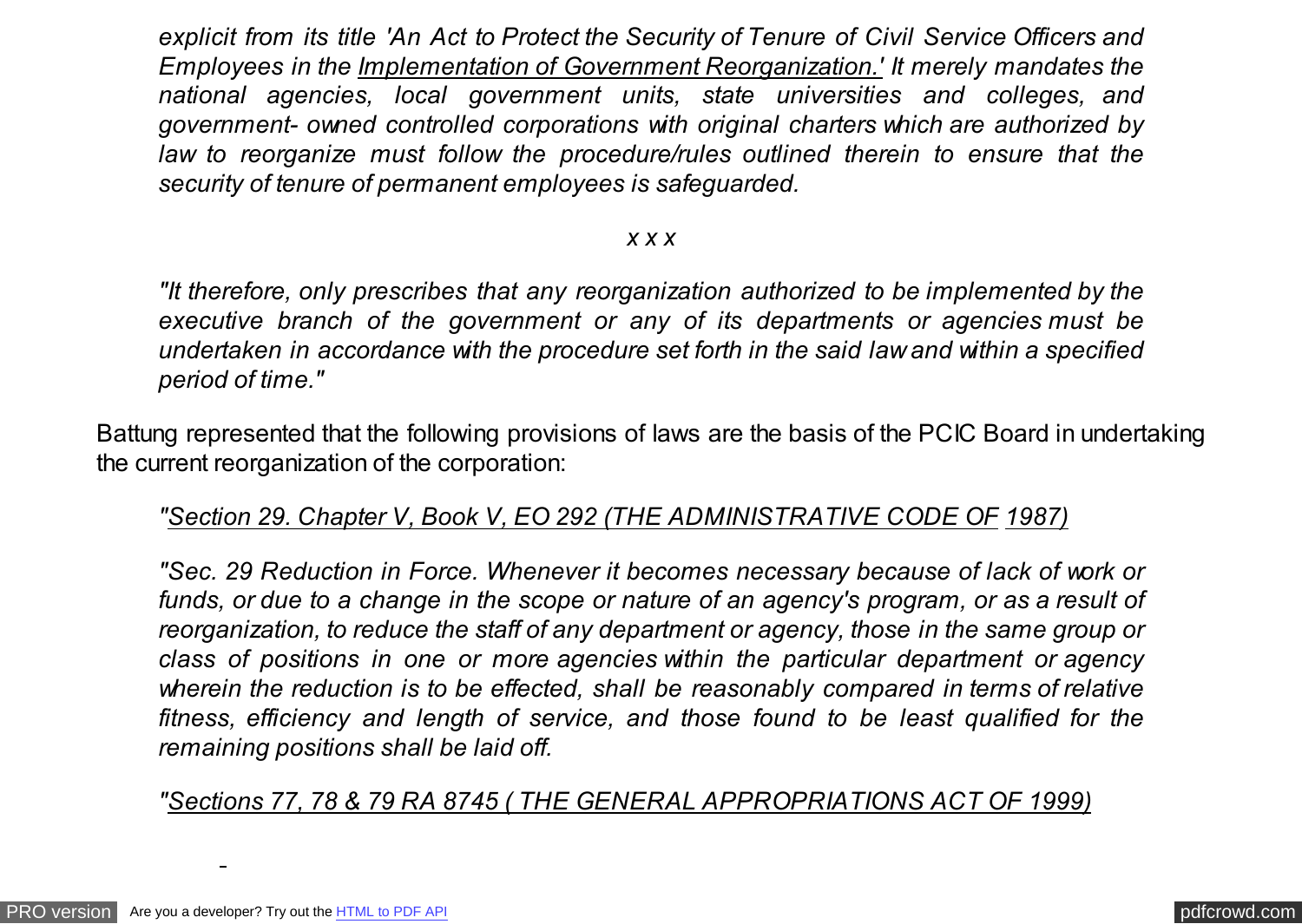> *explicit from its title 'An Act to Protect the Security of Tenure of Civil Service Officers and Employees in the <u>Implementation of Government Reorganization.'</u> It merely mandates the national agencies, local government units, state universities and colleges, and government- owned controlled corporations with original charters which are authorized by law to reorganize must follow the procedure/rules outlined therein to ensure that the security of tenure of permanent employees is safeguarded.*
>
> *x x x*
>
> *"It therefore, only prescribes that any reorganization authorized to be implemented by the executive branch of the government or any of its departments or agencies must be undertaken in accordance with the procedure set forth in the said law and within a specified period of time."*

Battung represented that the following provisions of laws are the basis of the PCIC Board in undertaking the current reorganization of the corporation:

> *"<u>Section 29. Chapter V, Book V, EO 292 (THE ADMINISTRATIVE CODE OF 1987)</u>*
>
> *"Sec. 29 Reduction in Force. Whenever it becomes necessary because of lack of work or funds, or due to a change in the scope or nature of an agency's program, or as a result of reorganization, to reduce the staff of any department or agency, those in the same group or class of positions in one or more agencies within the particular department or agency wherein the reduction is to be effected, shall be reasonably compared in terms of relative fitness, efficiency and length of service, and those found to be least qualified for the remaining positions shall be laid off.*
>
> *"<u>Sections 77, 78 & 79 RA 8745 ( THE GENERAL APPROPRIATIONS ACT OF 1999)</u>*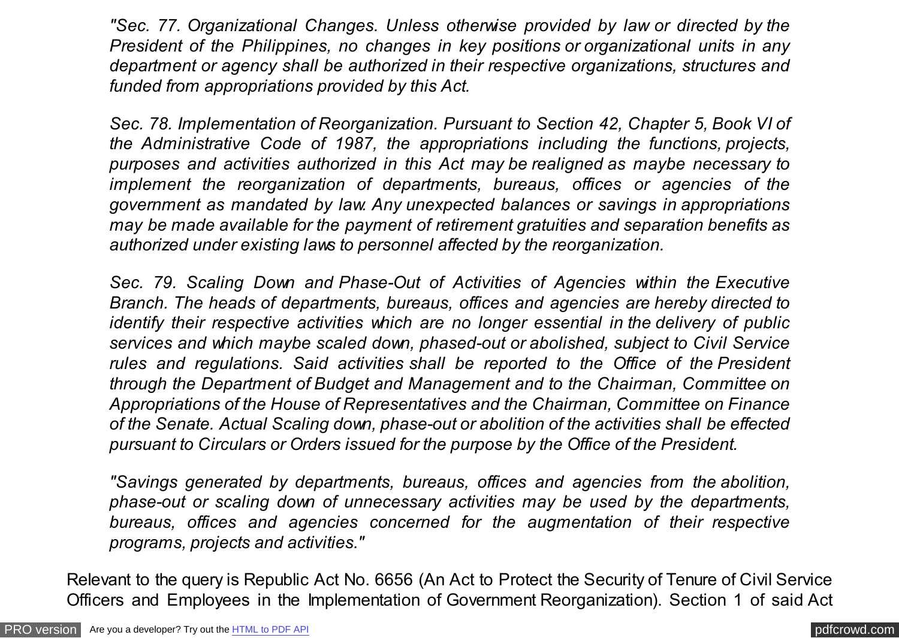*"Sec. 77. Organizational Changes. Unless otherwise provided by law or directed by the President of the Philippines, no changes in key positions or organizational units in any department or agency shall be authorized in their respective organizations, structures and funded from appropriations provided by this Act.*

*Sec. 78. Implementation of Reorganization. Pursuant to Section 42, Chapter 5, Book VI of the Administrative Code of 1987, the appropriations including the functions, projects, purposes and activities authorized in this Act may be realigned as maybe necessary to implement the reorganization of departments, bureaus, offices or agencies of the government as mandated by law. Any unexpected balances or savings in appropriations may be made available for the payment of retirement gratuities and separation benefits as authorized under existing laws to personnel affected by the reorganization.*

*Sec. 79. Scaling Down and Phase-Out of Activities of Agencies within the Executive Branch. The heads of departments, bureaus, offices and agencies are hereby directed to identify their respective activities which are no longer essential in the delivery of public services and which maybe scaled down, phased-out or abolished, subject to Civil Service rules and regulations. Said activities shall be reported to the Office of the President through the Department of Budget and Management and to the Chairman, Committee on Appropriations of the House of Representatives and the Chairman, Committee on Finance of the Senate. Actual Scaling down, phase-out or abolition of the activities shall be effected pursuant to Circulars or Orders issued for the purpose by the Office of the President.*

*"Savings generated by departments, bureaus, offices and agencies from the abolition, phase-out or scaling down of unnecessary activities may be used by the departments, bureaus, offices and agencies concerned for the augmentation of their respective programs, projects and activities."*

Relevant to the query is Republic Act No. 6656 (An Act to Protect the Security of Tenure of Civil Service Officers and Employees in the Implementation of Government Reorganization). Section 1 of said Act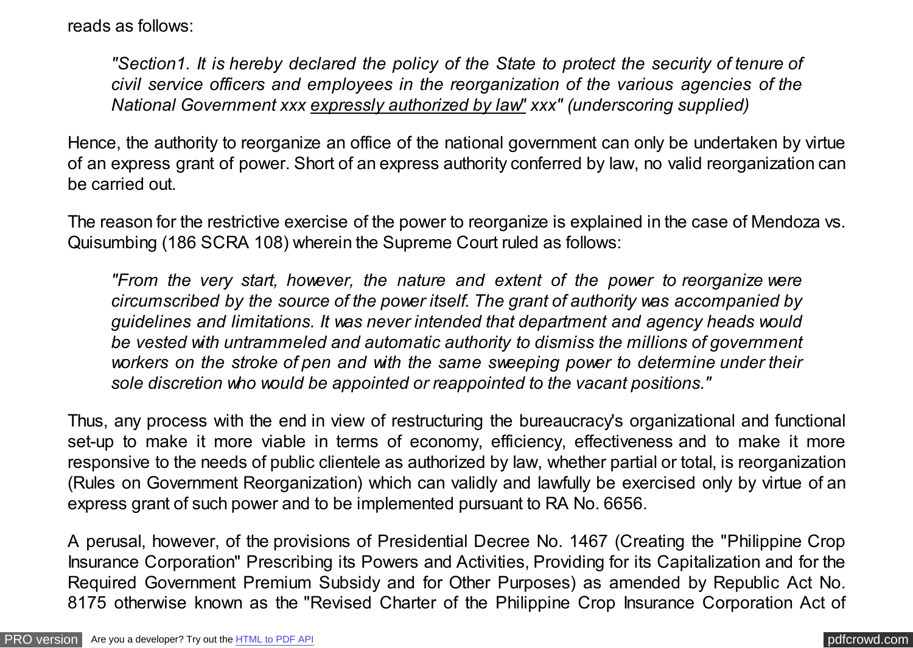reads as follows:

> *"Section1. It is hereby declared the policy of the State to protect the security of tenure of civil service officers and employees in the reorganization of the various agencies of the National Government xxx* <u>*expressly authorized by law*</u>*" xxx" (underscoring supplied)*

Hence, the authority to reorganize an office of the national government can only be undertaken by virtue of an express grant of power. Short of an express authority conferred by law, no valid reorganization can be carried out.

The reason for the restrictive exercise of the power to reorganize is explained in the case of Mendoza vs. Quisumbing (186 SCRA 108) wherein the Supreme Court ruled as follows:

> *"From the very start, however, the nature and extent of the power to reorganize were circumscribed by the source of the power itself. The grant of authority was accompanied by guidelines and limitations. It was never intended that department and agency heads would be vested with untrammeled and automatic authority to dismiss the millions of government workers on the stroke of pen and with the same sweeping power to determine under their sole discretion who would be appointed or reappointed to the vacant positions."*

Thus, any process with the end in view of restructuring the bureaucracy's organizational and functional set-up to make it more viable in terms of economy, efficiency, effectiveness and to make it more responsive to the needs of public clientele as authorized by law, whether partial or total, is reorganization (Rules on Government Reorganization) which can validly and lawfully be exercised only by virtue of an express grant of such power and to be implemented pursuant to RA No. 6656.

A perusal, however, of the provisions of Presidential Decree No. 1467 (Creating the "Philippine Crop Insurance Corporation" Prescribing its Powers and Activities, Providing for its Capitalization and for the Required Government Premium Subsidy and for Other Purposes) as amended by Republic Act No. 8175 otherwise known as the "Revised Charter of the Philippine Crop Insurance Corporation Act of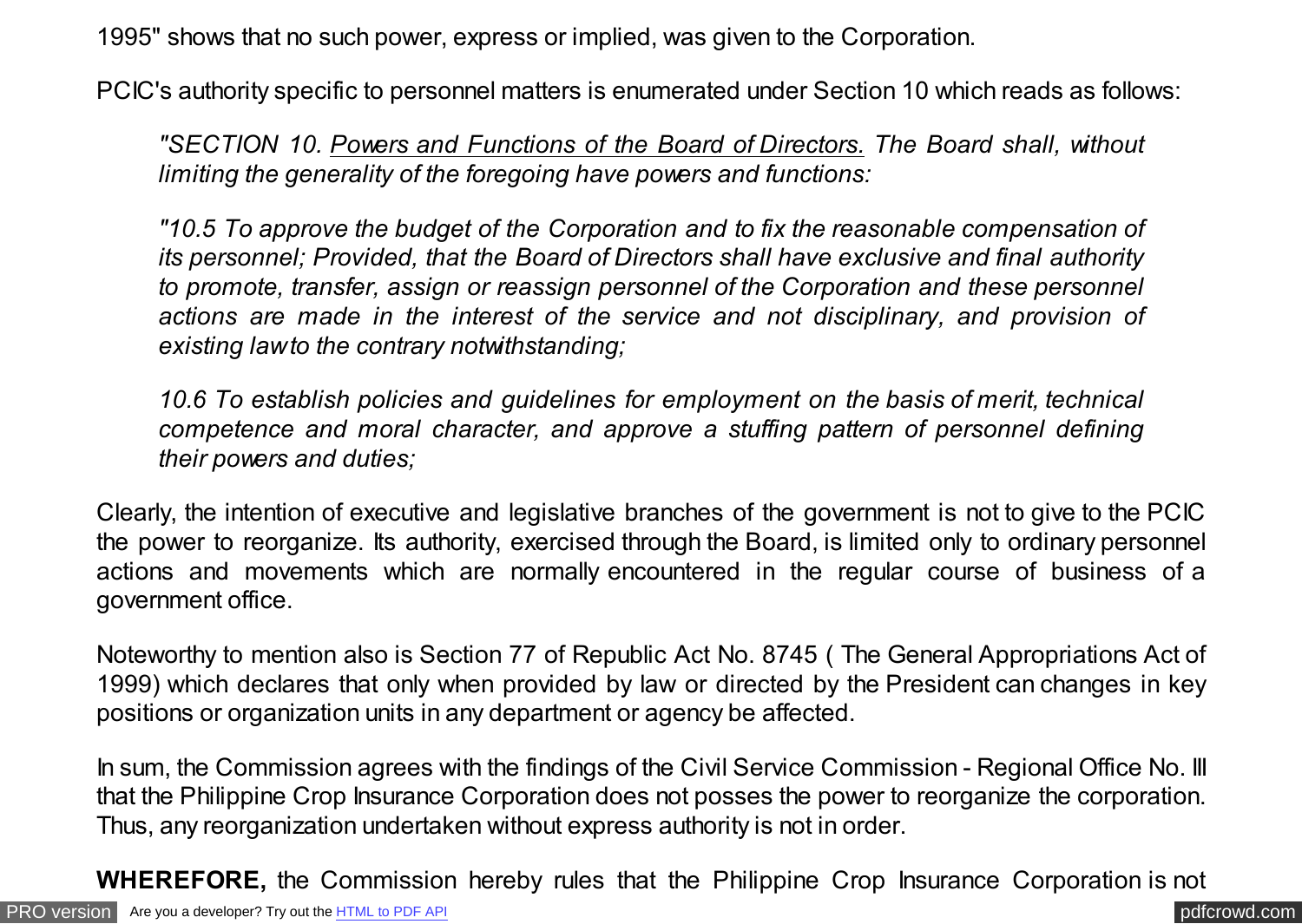1995" shows that no such power, express or implied, was given to the Corporation.

PCIC's authority specific to personnel matters is enumerated under Section 10 which reads as follows:

> *"SECTION 10. Powers and Functions of the Board of Directors. The Board shall, without limiting the generality of the foregoing have powers and functions:*
>
> *"10.5 To approve the budget of the Corporation and to fix the reasonable compensation of its personnel; Provided, that the Board of Directors shall have exclusive and final authority to promote, transfer, assign or reassign personnel of the Corporation and these personnel actions are made in the interest of the service and not disciplinary, and provision of existing law to the contrary notwithstanding;*
>
> *10.6 To establish policies and guidelines for employment on the basis of merit, technical competence and moral character, and approve a stuffing pattern of personnel defining their powers and duties;*

Clearly, the intention of executive and legislative branches of the government is not to give to the PCIC the power to reorganize. Its authority, exercised through the Board, is limited only to ordinary personnel actions and movements which are normally encountered in the regular course of business of a government office.

Noteworthy to mention also is Section 77 of Republic Act No. 8745 ( The General Appropriations Act of 1999) which declares that only when provided by law or directed by the President can changes in key positions or organization units in any department or agency be affected.

In sum, the Commission agrees with the findings of the Civil Service Commission - Regional Office No. III that the Philippine Crop Insurance Corporation does not posses the power to reorganize the corporation. Thus, any reorganization undertaken without express authority is not in order.

**WHEREFORE,** the Commission hereby rules that the Philippine Crop Insurance Corporation is not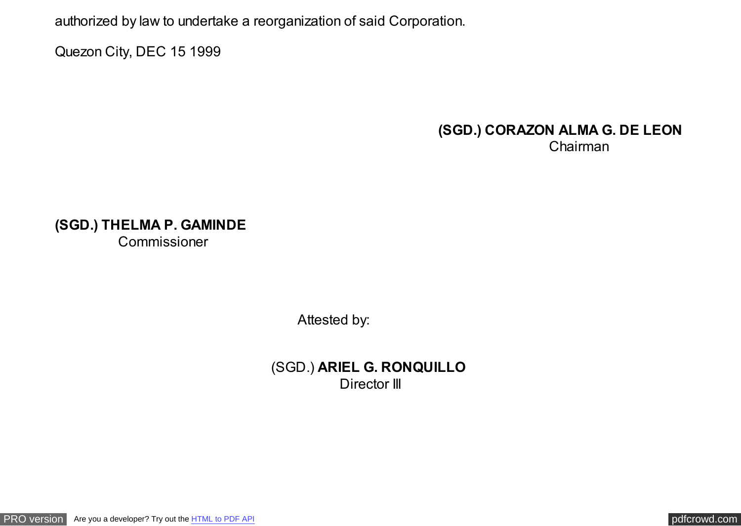authorized by law to undertake a reorganization of said Corporation.

Quezon City, DEC 15 1999

**(SGD.) CORAZON ALMA G. DE LEON**
Chairman

**(SGD.) THELMA P. GAMINDE**
Commissioner

Attested by:

(SGD.) **ARIEL G. RONQUILLO**
Director III